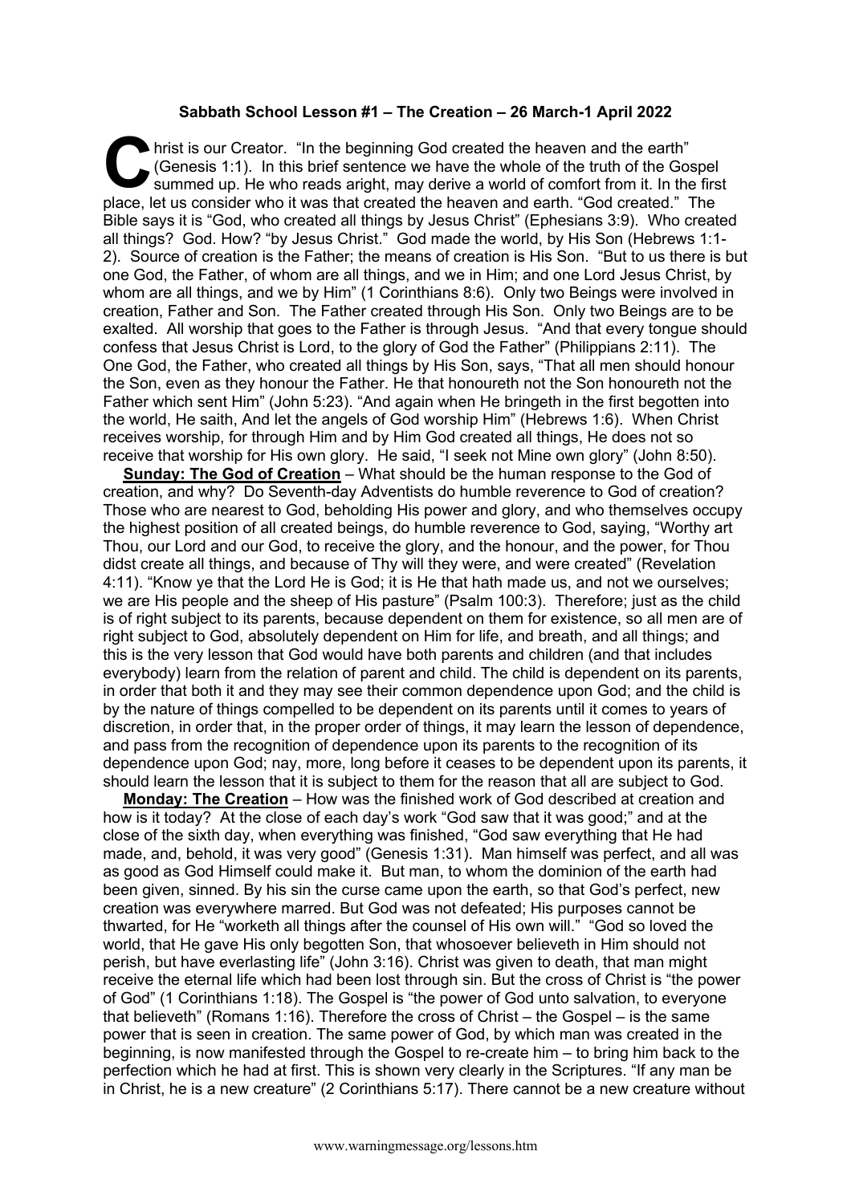**Sabbath School Lesson #1 – The Creation – 26 March-1 April 2022**

Christ is our Creator. "In the beginning God created the heaven and the earth" (Genesis 1:1). In this brief sentence we have the whole of the truth of the Gospel summed up. He who reads aright, may derive a world of comfort from it. In the first place, let us consider who it was that created the heaven and earth. "God created." The Bible says it is "God, who created all things by Jesus Christ" (Ephesians 3:9). Who created all things? God. How? "by Jesus Christ." God made the world, by His Son (Hebrews 1:1-2). Source of creation is the Father; the means of creation is His Son. "But to us there is but one God, the Father, of whom are all things, and we in Him; and one Lord Jesus Christ, by whom are all things, and we by Him" (1 Corinthians 8:6). Only two Beings were involved in creation, Father and Son. The Father created through His Son. Only two Beings are to be exalted. All worship that goes to the Father is through Jesus. "And that every tongue should confess that Jesus Christ is Lord, to the glory of God the Father" (Philippians 2:11). The One God, the Father, who created all things by His Son, says, "That all men should honour the Son, even as they honour the Father. He that honoureth not the Son honoureth not the Father which sent Him" (John 5:23). "And again when He bringeth in the first begotten into the world, He saith, And let the angels of God worship Him" (Hebrews 1:6). When Christ receives worship, for through Him and by Him God created all things, He does not so receive that worship for His own glory. He said, "I seek not Mine own glory" (John 8:50).

**Sunday: The God of Creation** – What should be the human response to the God of creation, and why? Do Seventh-day Adventists do humble reverence to God of creation? Those who are nearest to God, beholding His power and glory, and who themselves occupy the highest position of all created beings, do humble reverence to God, saying, "Worthy art Thou, our Lord and our God, to receive the glory, and the honour, and the power, for Thou didst create all things, and because of Thy will they were, and were created" (Revelation 4:11). "Know ye that the Lord He is God; it is He that hath made us, and not we ourselves; we are His people and the sheep of His pasture" (Psalm 100:3). Therefore; just as the child is of right subject to its parents, because dependent on them for existence, so all men are of right subject to God, absolutely dependent on Him for life, and breath, and all things; and this is the very lesson that God would have both parents and children (and that includes everybody) learn from the relation of parent and child. The child is dependent on its parents, in order that both it and they may see their common dependence upon God; and the child is by the nature of things compelled to be dependent on its parents until it comes to years of discretion, in order that, in the proper order of things, it may learn the lesson of dependence, and pass from the recognition of dependence upon its parents to the recognition of its dependence upon God; nay, more, long before it ceases to be dependent upon its parents, it should learn the lesson that it is subject to them for the reason that all are subject to God.

**Monday: The Creation** – How was the finished work of God described at creation and how is it today? At the close of each day's work "God saw that it was good;" and at the close of the sixth day, when everything was finished, "God saw everything that He had made, and, behold, it was very good" (Genesis 1:31). Man himself was perfect, and all was as good as God Himself could make it. But man, to whom the dominion of the earth had been given, sinned. By his sin the curse came upon the earth, so that God's perfect, new creation was everywhere marred. But God was not defeated; His purposes cannot be thwarted, for He "worketh all things after the counsel of His own will." "God so loved the world, that He gave His only begotten Son, that whosoever believeth in Him should not perish, but have everlasting life" (John 3:16). Christ was given to death, that man might receive the eternal life which had been lost through sin. But the cross of Christ is "the power of God" (1 Corinthians 1:18). The Gospel is "the power of God unto salvation, to everyone that believeth" (Romans 1:16). Therefore the cross of Christ – the Gospel – is the same power that is seen in creation. The same power of God, by which man was created in the beginning, is now manifested through the Gospel to re-create him – to bring him back to the perfection which he had at first. This is shown very clearly in the Scriptures. "If any man be in Christ, he is a new creature" (2 Corinthians 5:17). There cannot be a new creature without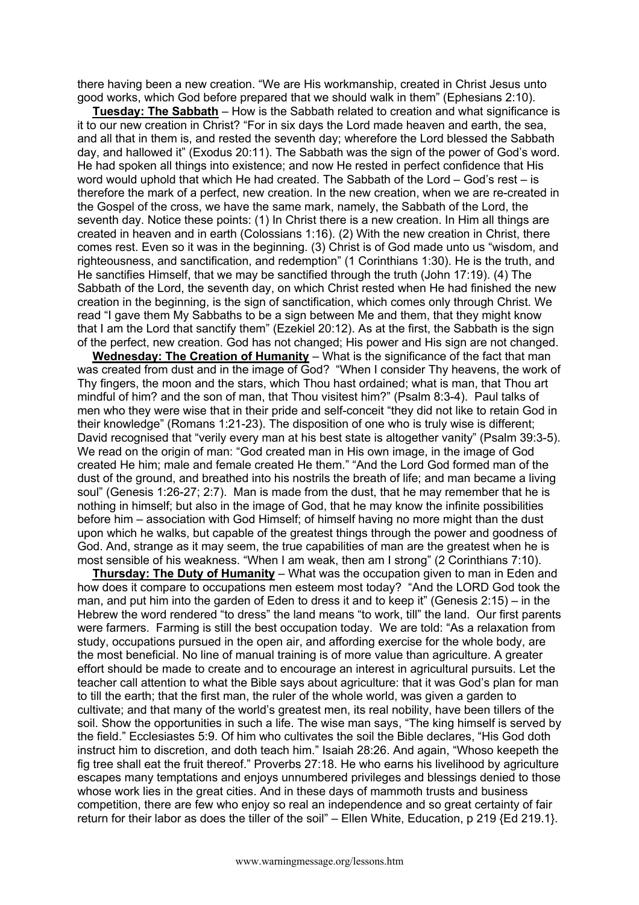there having been a new creation. “We are His workmanship, created in Christ Jesus unto good works, which God before prepared that we should walk in them” (Ephesians 2:10).

**Tuesday: The Sabbath** – How is the Sabbath related to creation and what significance is it to our new creation in Christ? “For in six days the Lord made heaven and earth, the sea, and all that in them is, and rested the seventh day; wherefore the Lord blessed the Sabbath day, and hallowed it” (Exodus 20:11). The Sabbath was the sign of the power of God’s word. He had spoken all things into existence; and now He rested in perfect confidence that His word would uphold that which He had created. The Sabbath of the Lord – God’s rest – is therefore the mark of a perfect, new creation. In the new creation, when we are re-created in the Gospel of the cross, we have the same mark, namely, the Sabbath of the Lord, the seventh day. Notice these points: (1) In Christ there is a new creation. In Him all things are created in heaven and in earth (Colossians 1:16). (2) With the new creation in Christ, there comes rest. Even so it was in the beginning. (3) Christ is of God made unto us “wisdom, and righteousness, and sanctification, and redemption” (1 Corinthians 1:30). He is the truth, and He sanctifies Himself, that we may be sanctified through the truth (John 17:19). (4) The Sabbath of the Lord, the seventh day, on which Christ rested when He had finished the new creation in the beginning, is the sign of sanctification, which comes only through Christ. We read “I gave them My Sabbaths to be a sign between Me and them, that they might know that I am the Lord that sanctify them” (Ezekiel 20:12). As at the first, the Sabbath is the sign of the perfect, new creation. God has not changed; His power and His sign are not changed.

**Wednesday: The Creation of Humanity** – What is the significance of the fact that man was created from dust and in the image of God? “When I consider Thy heavens, the work of Thy fingers, the moon and the stars, which Thou hast ordained; what is man, that Thou art mindful of him? and the son of man, that Thou visitest him?” (Psalm 8:3-4). Paul talks of men who they were wise that in their pride and self-conceit “they did not like to retain God in their knowledge” (Romans 1:21-23). The disposition of one who is truly wise is different; David recognised that “verily every man at his best state is altogether vanity” (Psalm 39:3-5). We read on the origin of man: “God created man in His own image, in the image of God created He him; male and female created He them.” “And the Lord God formed man of the dust of the ground, and breathed into his nostrils the breath of life; and man became a living soul” (Genesis 1:26-27; 2:7). Man is made from the dust, that he may remember that he is nothing in himself; but also in the image of God, that he may know the infinite possibilities before him – association with God Himself; of himself having no more might than the dust upon which he walks, but capable of the greatest things through the power and goodness of God. And, strange as it may seem, the true capabilities of man are the greatest when he is most sensible of his weakness. “When I am weak, then am I strong” (2 Corinthians 7:10).

**Thursday: The Duty of Humanity** – What was the occupation given to man in Eden and how does it compare to occupations men esteem most today? “And the LORD God took the man, and put him into the garden of Eden to dress it and to keep it” (Genesis 2:15) – in the Hebrew the word rendered “to dress” the land means “to work, till” the land. Our first parents were farmers. Farming is still the best occupation today. We are told: “As a relaxation from study, occupations pursued in the open air, and affording exercise for the whole body, are the most beneficial. No line of manual training is of more value than agriculture. A greater effort should be made to create and to encourage an interest in agricultural pursuits. Let the teacher call attention to what the Bible says about agriculture: that it was God’s plan for man to till the earth; that the first man, the ruler of the whole world, was given a garden to cultivate; and that many of the world’s greatest men, its real nobility, have been tillers of the soil. Show the opportunities in such a life. The wise man says, “The king himself is served by the field.” Ecclesiastes 5:9. Of him who cultivates the soil the Bible declares, “His God doth instruct him to discretion, and doth teach him.” Isaiah 28:26. And again, “Whoso keepeth the fig tree shall eat the fruit thereof.” Proverbs 27:18. He who earns his livelihood by agriculture escapes many temptations and enjoys unnumbered privileges and blessings denied to those whose work lies in the great cities. And in these days of mammoth trusts and business competition, there are few who enjoy so real an independence and so great certainty of fair return for their labor as does the tiller of the soil” – Ellen White, Education, p 219 {Ed 219.1}.